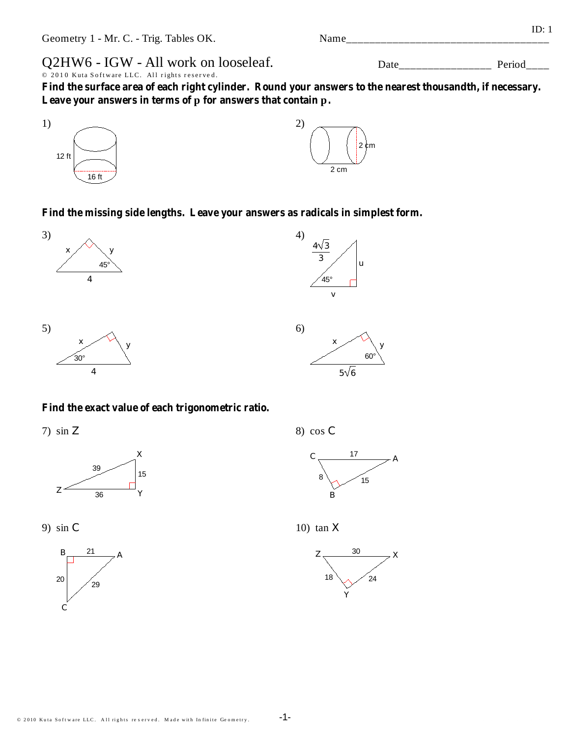Geometry 1 - Mr. C. - Trig. Tables OK.

Name____________________________________

ID: 1

# Q2HW6 - IGW - All work on looseleaf.

Date________________ Period____

© 2010 Kuta Software LLC. All rights reserved.

**Find the surface area of each right cylinder. Round your answers to the nearest thousandth, if necessary. Leave your answers in terms of $\pi$ for answers that contain $\pi$.**

1) 12 ft, 16 ft

2) 2 cm, 2 cm

**Find the missing side lengths. Leave your answers as radicals in simplest form.**

3) x, y, 45°, 4

4) $\frac{4\sqrt{3}}{3}$, u, 45°, v

5) x, y, 30°, 4

6) x, y, 60°, $5\sqrt{6}$

**Find the exact value of each trigonometric ratio.**

7) sin Z

Z, X, Y; 39, 15, 36

8) cos C

C, A, B; 17, 8, 15

9) sin C

B, A, C; 21, 20, 29

10) tan X

Z, X, Y; 30, 18, 24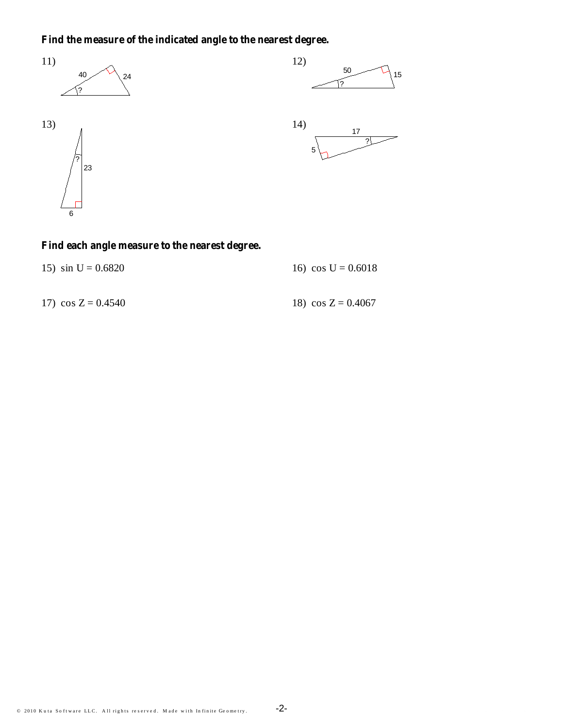**Find the measure of the indicated angle to the nearest degree.**

11) 40, 24, ?

12) 50, 15, ?

13) ?, 23, 6

14) 17, 5, ?

**Find each angle measure to the nearest degree.**

15) $\sin U = 0.6820$

16) $\cos U = 0.6018$

17) $\cos Z = 0.4540$

18) $\cos Z = 0.4067$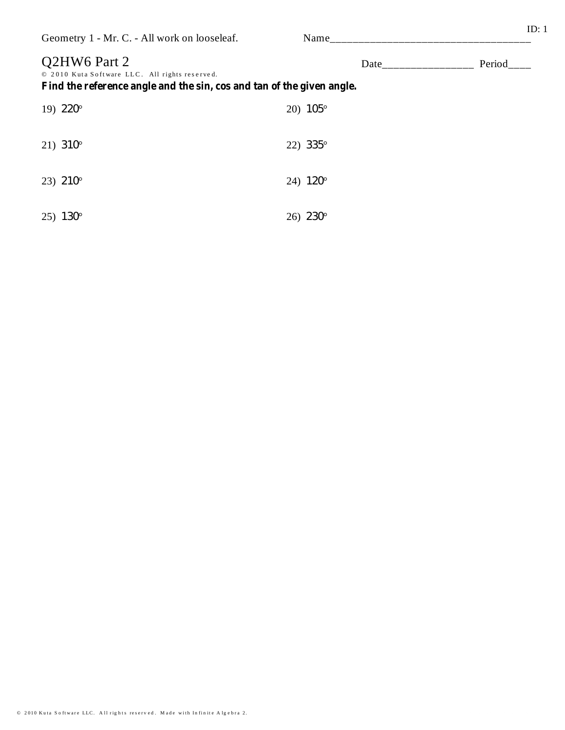Geometry 1 - Mr. C. - All work on looseleaf.    Name_____________________________________

# Q2HW6 Part 2

Date________________ Period____

© 2010 Kuta Software LLC. All rights reserved.

**Find the reference angle and the sin, cos and tan of the given angle.**

19) $220°$

20) $105°$

21) $310°$

22) $335°$

23) $210°$

24) $120°$

25) $130°$

26) $230°$